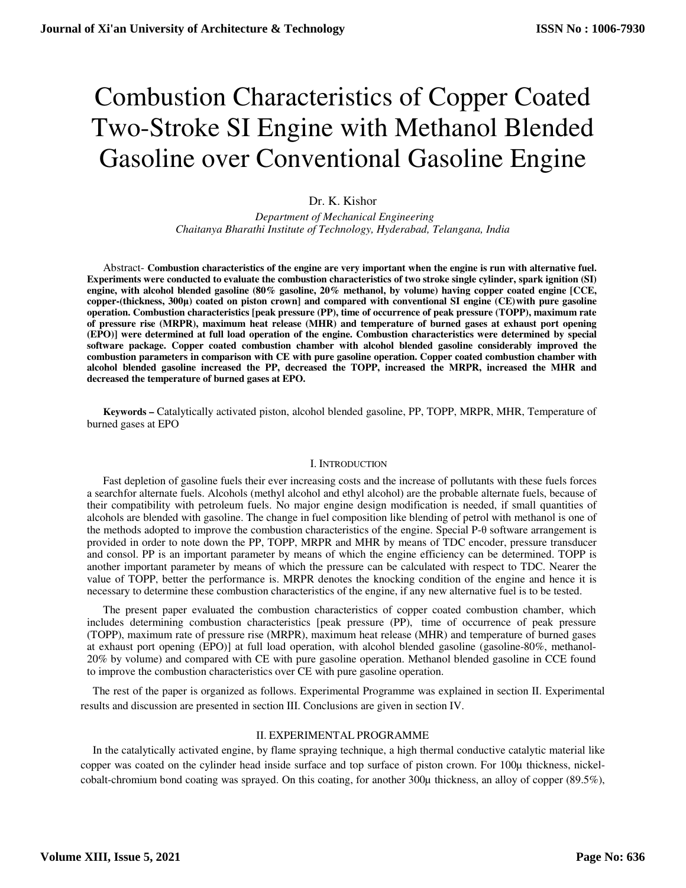# Combustion Characteristics of Copper Coated Two-Stroke SI Engine with Methanol Blended Gasoline over Conventional Gasoline Engine

Dr. K. Kishor

*Department of Mechanical Engineering*
*Chaitanya Bharathi Institute of Technology, Hyderabad, Telangana, India*

Abstract- **Combustion characteristics of the engine are very important when the engine is run with alternative fuel. Experiments were conducted to evaluate the combustion characteristics of two stroke single cylinder, spark ignition (SI) engine, with alcohol blended gasoline (80% gasoline, 20% methanol, by volume) having copper coated engine [CCE, copper-(thickness, 300μ) coated on piston crown] and compared with conventional SI engine (CE) with pure gasoline operation. Combustion characteristics [peak pressure (PP), time of occurrence of peak pressure (TOPP), maximum rate of pressure rise (MRPR), maximum heat release (MHR) and temperature of burned gases at exhaust port opening (EPO)] were determined at full load operation of the engine. Combustion characteristics were determined by special software package. Copper coated combustion chamber with alcohol blended gasoline considerably improved the combustion parameters in comparison with CE with pure gasoline operation. Copper coated combustion chamber with alcohol blended gasoline increased the PP, decreased the TOPP, increased the MRPR, increased the MHR and decreased the temperature of burned gases at EPO.**

**Keywords –** Catalytically activated piston, alcohol blended gasoline, PP, TOPP, MRPR, MHR, Temperature of burned gases at EPO

## I. Introduction

Fast depletion of gasoline fuels their ever increasing costs and the increase of pollutants with these fuels forces a searchfor alternate fuels. Alcohols (methyl alcohol and ethyl alcohol) are the probable alternate fuels, because of their compatibility with petroleum fuels. No major engine design modification is needed, if small quantities of alcohols are blended with gasoline. The change in fuel composition like blending of petrol with methanol is one of the methods adopted to improve the combustion characteristics of the engine. Special P-θ software arrangement is provided in order to note down the PP, TOPP, MRPR and MHR by means of TDC encoder, pressure transducer and consol. PP is an important parameter by means of which the engine efficiency can be determined. TOPP is another important parameter by means of which the pressure can be calculated with respect to TDC. Nearer the value of TOPP, better the performance is. MRPR denotes the knocking condition of the engine and hence it is necessary to determine these combustion characteristics of the engine, if any new alternative fuel is to be tested.

The present paper evaluated the combustion characteristics of copper coated combustion chamber, which includes determining combustion characteristics [peak pressure (PP), time of occurrence of peak pressure (TOPP), maximum rate of pressure rise (MRPR), maximum heat release (MHR) and temperature of burned gases at exhaust port opening (EPO)] at full load operation, with alcohol blended gasoline (gasoline-80%, methanol-20% by volume) and compared with CE with pure gasoline operation. Methanol blended gasoline in CCE found to improve the combustion characteristics over CE with pure gasoline operation.

The rest of the paper is organized as follows. Experimental Programme was explained in section II. Experimental results and discussion are presented in section III. Conclusions are given in section IV.

## II. EXPERIMENTAL PROGRAMME

In the catalytically activated engine, by flame spraying technique, a high thermal conductive catalytic material like copper was coated on the cylinder head inside surface and top surface of piston crown. For 100μ thickness, nickel-cobalt-chromium bond coating was sprayed. On this coating, for another 300μ thickness, an alloy of copper (89.5%),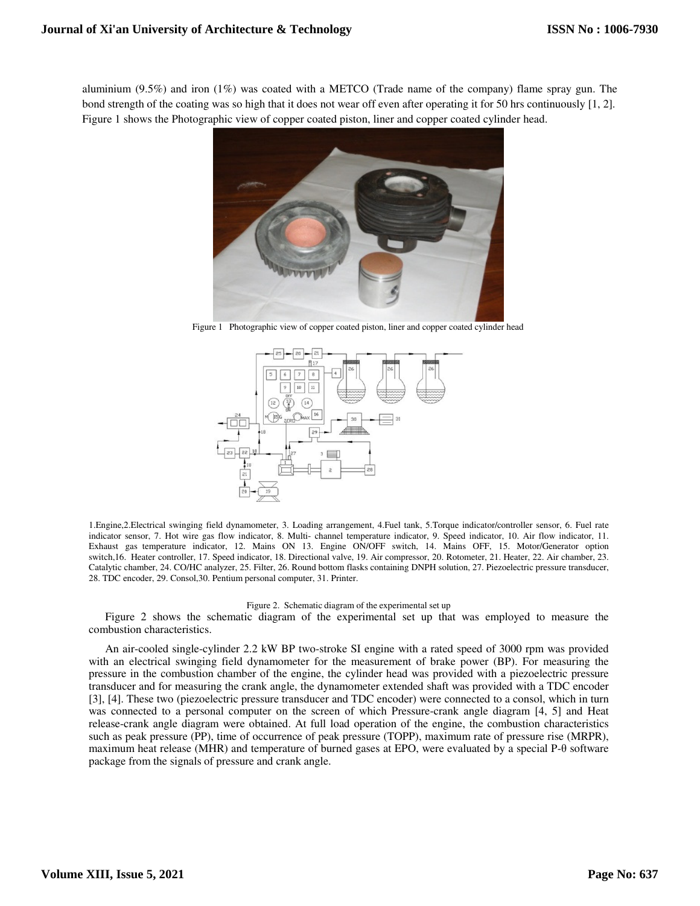aluminium (9.5%) and iron (1%) was coated with a METCO (Trade name of the company) flame spray gun. The bond strength of the coating was so high that it does not wear off even after operating it for 50 hrs continuously [1, 2]. Figure 1 shows the Photographic view of copper coated piston, liner and copper coated cylinder head.

Figure 1 Photographic view of copper coated piston, liner and copper coated cylinder head

1.Engine,2.Electrical swinging field dynamometer, 3. Loading arrangement, 4.Fuel tank, 5.Torque indicator/controller sensor, 6. Fuel rate indicator sensor, 7. Hot wire gas flow indicator, 8. Multi- channel temperature indicator, 9. Speed indicator, 10. Air flow indicator, 11. Exhaust gas temperature indicator, 12. Mains ON 13. Engine ON/OFF switch, 14. Mains OFF, 15. Motor/Generator option switch,16. Heater controller, 17. Speed indicator, 18. Directional valve, 19. Air compressor, 20. Rotometer, 21. Heater, 22. Air chamber, 23. Catalytic chamber, 24. CO/HC analyzer, 25. Filter, 26. Round bottom flasks containing DNPH solution, 27. Piezoelectric pressure transducer, 28. TDC encoder, 29. Consol,30. Pentium personal computer, 31. Printer.

Figure 2. Schematic diagram of the experimental set up

Figure 2 shows the schematic diagram of the experimental set up that was employed to measure the combustion characteristics.

An air-cooled single-cylinder 2.2 kW BP two-stroke SI engine with a rated speed of 3000 rpm was provided with an electrical swinging field dynamometer for the measurement of brake power (BP). For measuring the pressure in the combustion chamber of the engine, the cylinder head was provided with a piezoelectric pressure transducer and for measuring the crank angle, the dynamometer extended shaft was provided with a TDC encoder [3], [4]. These two (piezoelectric pressure transducer and TDC encoder) were connected to a consol, which in turn was connected to a personal computer on the screen of which Pressure-crank angle diagram [4, 5] and Heat release-crank angle diagram were obtained. At full load operation of the engine, the combustion characteristics such as peak pressure (PP), time of occurrence of peak pressure (TOPP), maximum rate of pressure rise (MRPR), maximum heat release (MHR) and temperature of burned gases at EPO, were evaluated by a special P-θ software package from the signals of pressure and crank angle.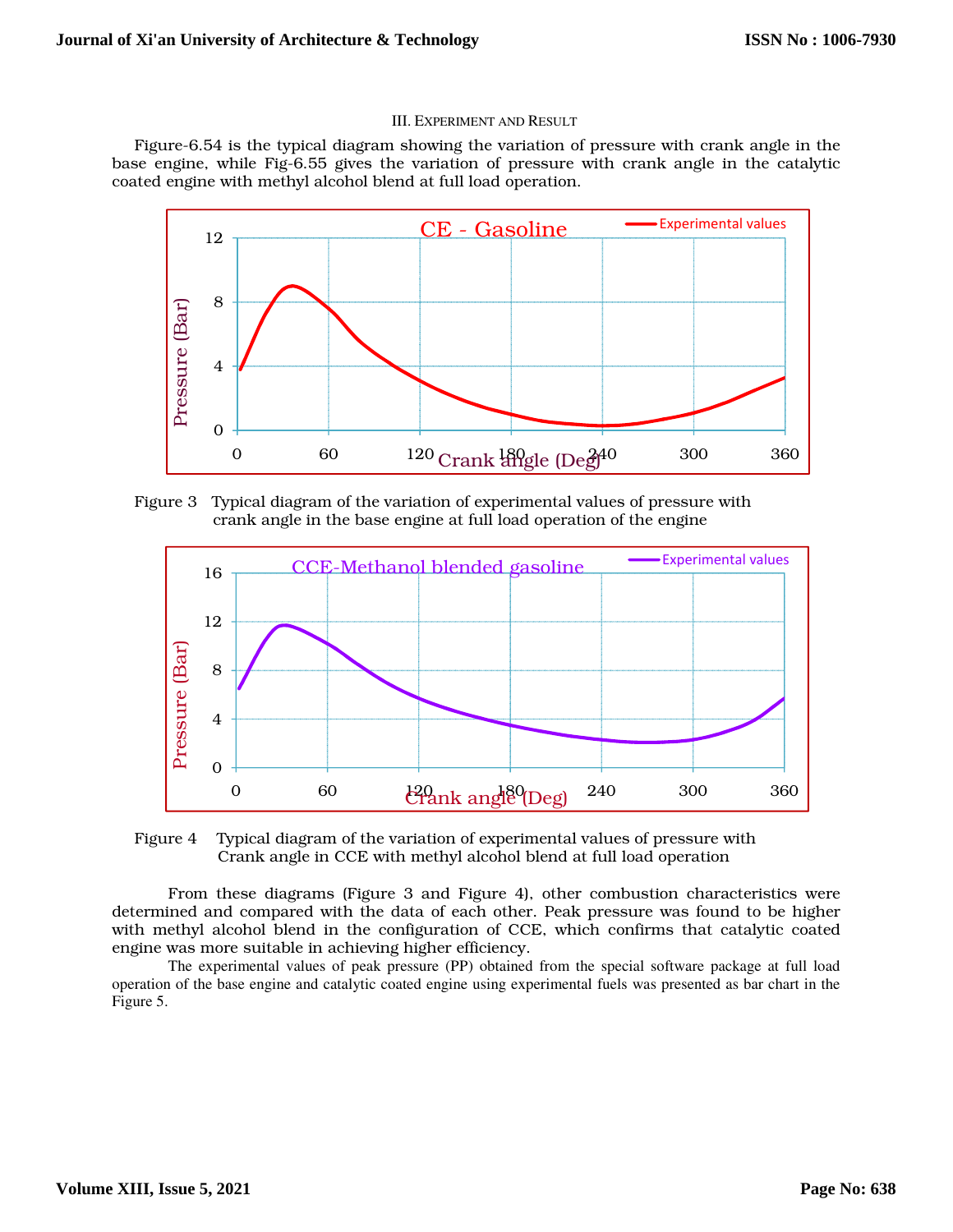## III. Experiment and Result

Figure-6.54 is the typical diagram showing the variation of pressure with crank angle in the base engine, while Fig-6.55 gives the variation of pressure with crank angle in the catalytic coated engine with methyl alcohol blend at full load operation.

Figure 3 Typical diagram of the variation of experimental values of pressure with crank angle in the base engine at full load operation of the engine

Figure 4 Typical diagram of the variation of experimental values of pressure with Crank angle in CCE with methyl alcohol blend at full load operation

From these diagrams (Figure 3 and Figure 4), other combustion characteristics were determined and compared with the data of each other. Peak pressure was found to be higher with methyl alcohol blend in the configuration of CCE, which confirms that catalytic coated engine was more suitable in achieving higher efficiency.

The experimental values of peak pressure (PP) obtained from the special software package at full load operation of the base engine and catalytic coated engine using experimental fuels was presented as bar chart in the Figure 5.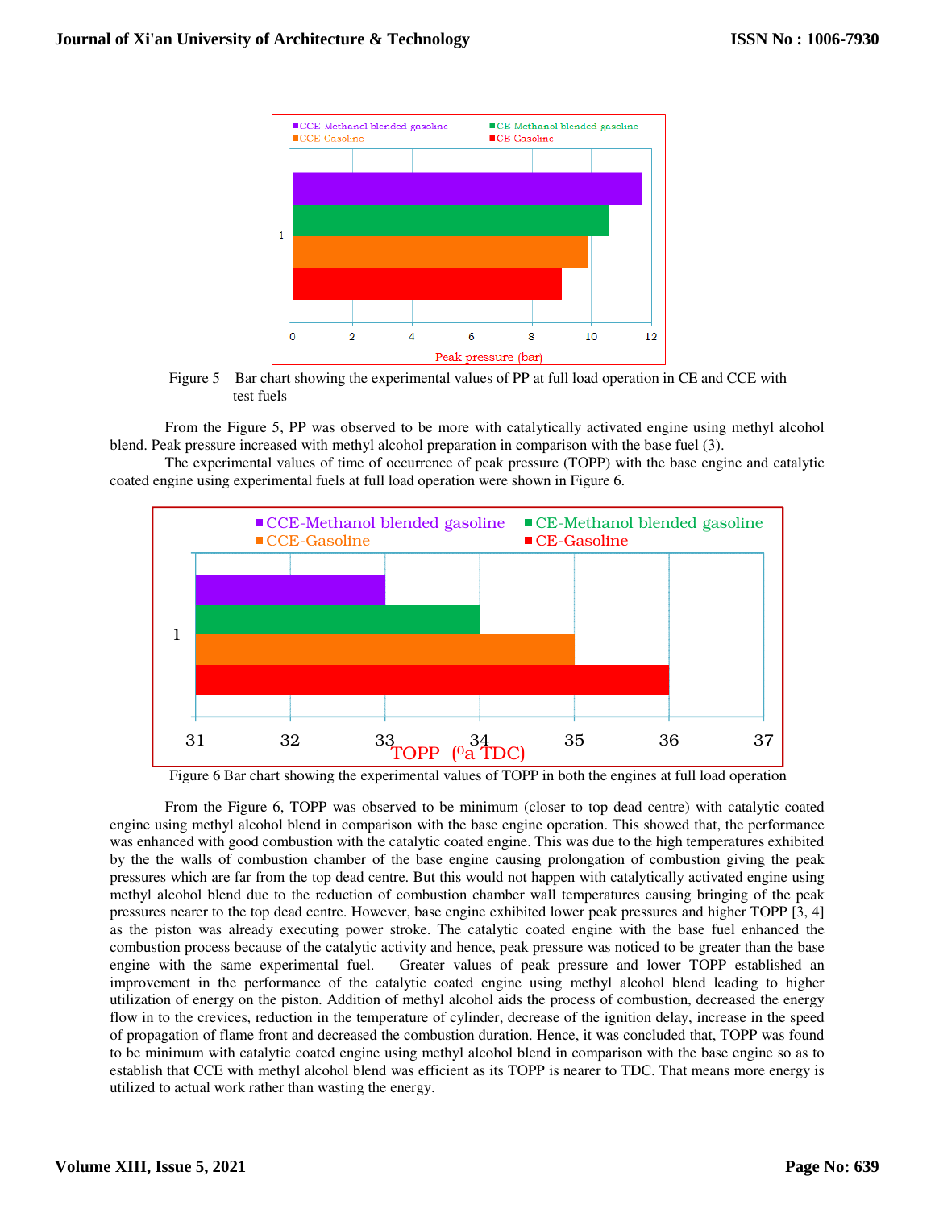Figure 5 Bar chart showing the experimental values of PP at full load operation in CE and CCE with test fuels

From the Figure 5, PP was observed to be more with catalytically activated engine using methyl alcohol blend. Peak pressure increased with methyl alcohol preparation in comparison with the base fuel (3).

The experimental values of time of occurrence of peak pressure (TOPP) with the base engine and catalytic coated engine using experimental fuels at full load operation were shown in Figure 6.

Figure 6 Bar chart showing the experimental values of TOPP in both the engines at full load operation

From the Figure 6, TOPP was observed to be minimum (closer to top dead centre) with catalytic coated engine using methyl alcohol blend in comparison with the base engine operation. This showed that, the performance was enhanced with good combustion with the catalytic coated engine. This was due to the high temperatures exhibited by the the walls of combustion chamber of the base engine causing prolongation of combustion giving the peak pressures which are far from the top dead centre. But this would not happen with catalytically activated engine using methyl alcohol blend due to the reduction of combustion chamber wall temperatures causing bringing of the peak pressures nearer to the top dead centre. However, base engine exhibited lower peak pressures and higher TOPP [3, 4] as the piston was already executing power stroke. The catalytic coated engine with the base fuel enhanced the combustion process because of the catalytic activity and hence, peak pressure was noticed to be greater than the base engine with the same experimental fuel. Greater values of peak pressure and lower TOPP established an improvement in the performance of the catalytic coated engine using methyl alcohol blend leading to higher utilization of energy on the piston. Addition of methyl alcohol aids the process of combustion, decreased the energy flow in to the crevices, reduction in the temperature of cylinder, decrease of the ignition delay, increase in the speed of propagation of flame front and decreased the combustion duration. Hence, it was concluded that, TOPP was found to be minimum with catalytic coated engine using methyl alcohol blend in comparison with the base engine so as to establish that CCE with methyl alcohol blend was efficient as its TOPP is nearer to TDC. That means more energy is utilized to actual work rather than wasting the energy.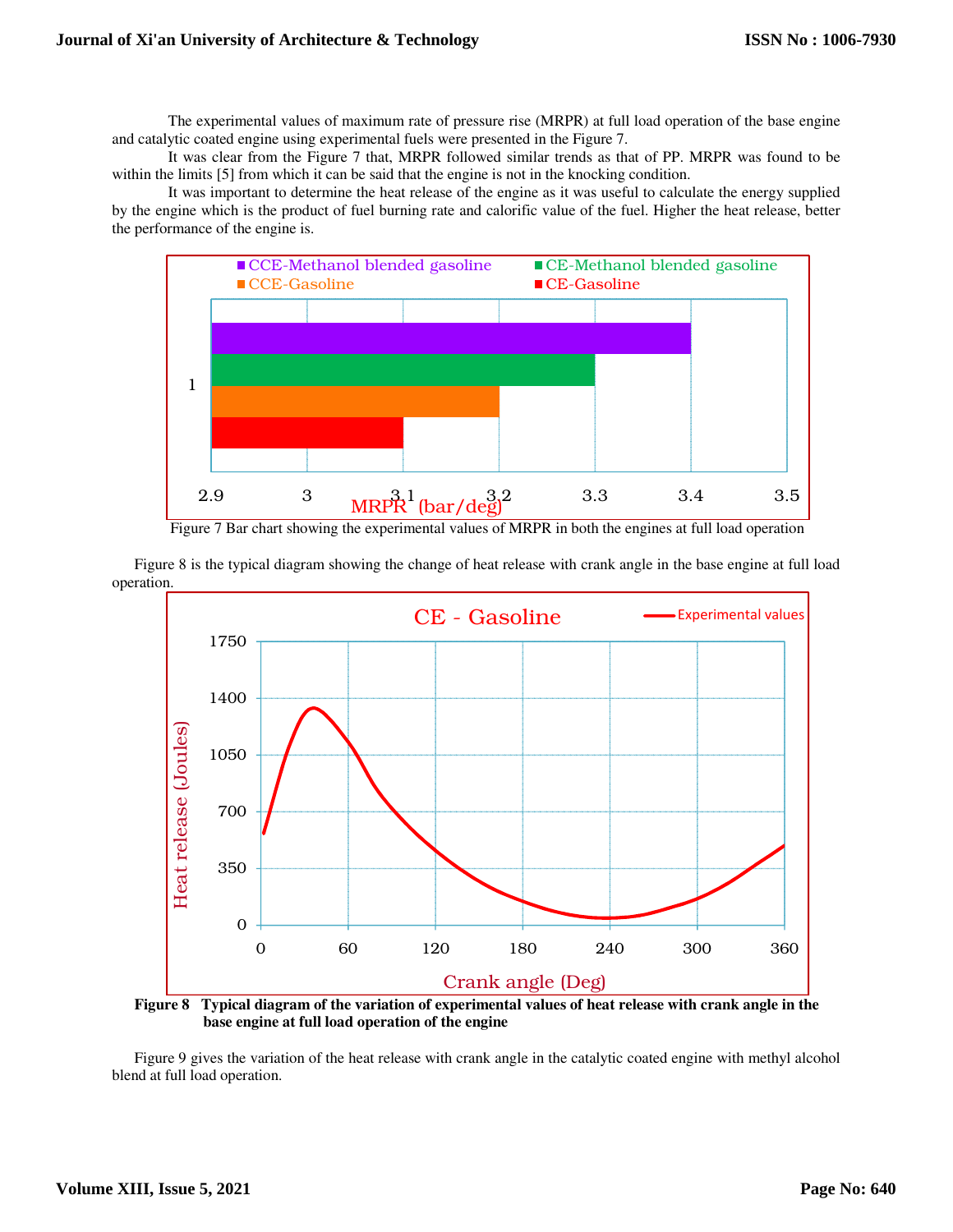The experimental values of maximum rate of pressure rise (MRPR) at full load operation of the base engine and catalytic coated engine using experimental fuels were presented in the Figure 7.

It was clear from the Figure 7 that, MRPR followed similar trends as that of PP. MRPR was found to be within the limits [5] from which it can be said that the engine is not in the knocking condition.

It was important to determine the heat release of the engine as it was useful to calculate the energy supplied by the engine which is the product of fuel burning rate and calorific value of the fuel. Higher the heat release, better the performance of the engine is.

Figure 7 Bar chart showing the experimental values of MRPR in both the engines at full load operation

Figure 8 is the typical diagram showing the change of heat release with crank angle in the base engine at full load operation.

**Figure 8 Typical diagram of the variation of experimental values of heat release with crank angle in the base engine at full load operation of the engine**

Figure 9 gives the variation of the heat release with crank angle in the catalytic coated engine with methyl alcohol blend at full load operation.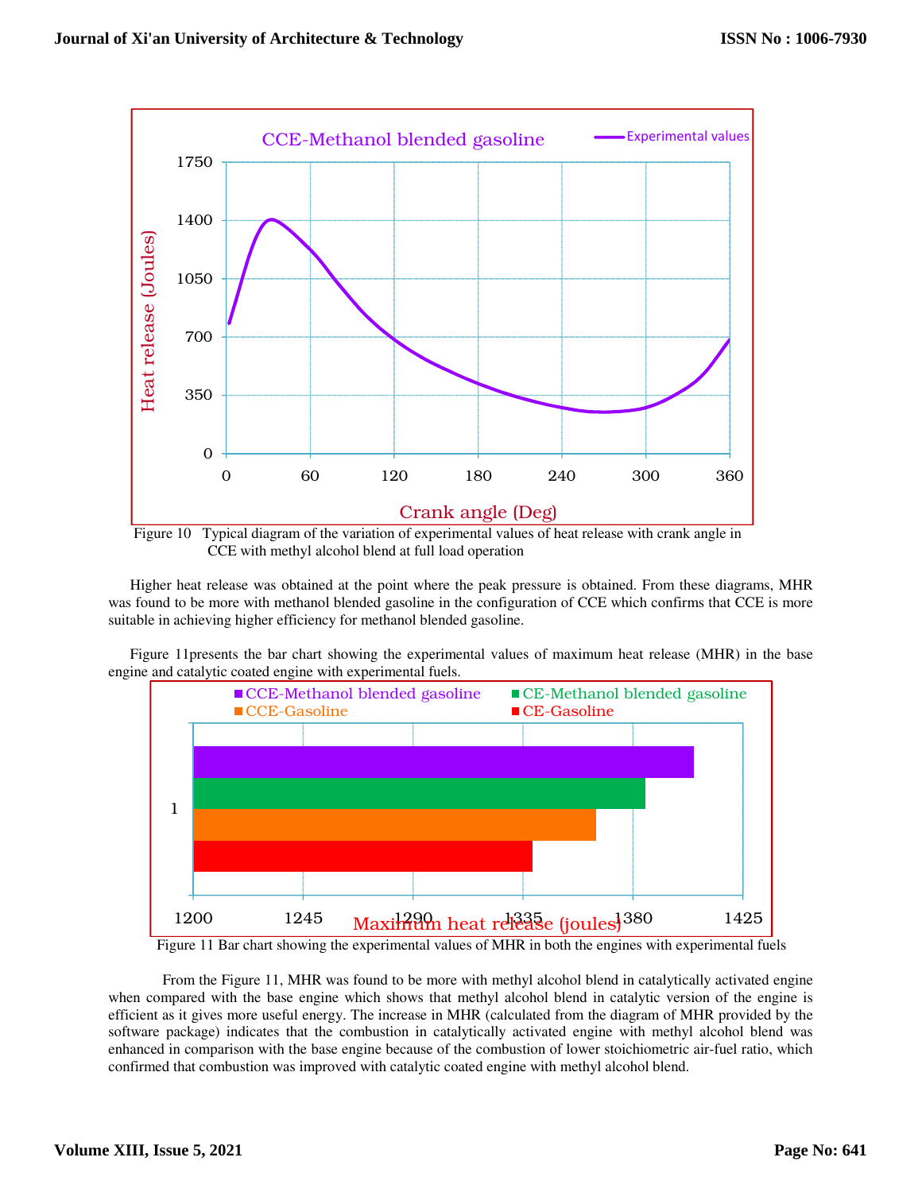Figure 10 Typical diagram of the variation of experimental values of heat release with crank angle in CCE with methyl alcohol blend at full load operation

Higher heat release was obtained at the point where the peak pressure is obtained. From these diagrams, MHR was found to be more with methanol blended gasoline in the configuration of CCE which confirms that CCE is more suitable in achieving higher efficiency for methanol blended gasoline.

Figure 11presents the bar chart showing the experimental values of maximum heat release (MHR) in the base engine and catalytic coated engine with experimental fuels.

Figure 11 Bar chart showing the experimental values of MHR in both the engines with experimental fuels

From the Figure 11, MHR was found to be more with methyl alcohol blend in catalytically activated engine when compared with the base engine which shows that methyl alcohol blend in catalytic version of the engine is efficient as it gives more useful energy. The increase in MHR (calculated from the diagram of MHR provided by the software package) indicates that the combustion in catalytically activated engine with methyl alcohol blend was enhanced in comparison with the base engine because of the combustion of lower stoichiometric air-fuel ratio, which confirmed that combustion was improved with catalytic coated engine with methyl alcohol blend.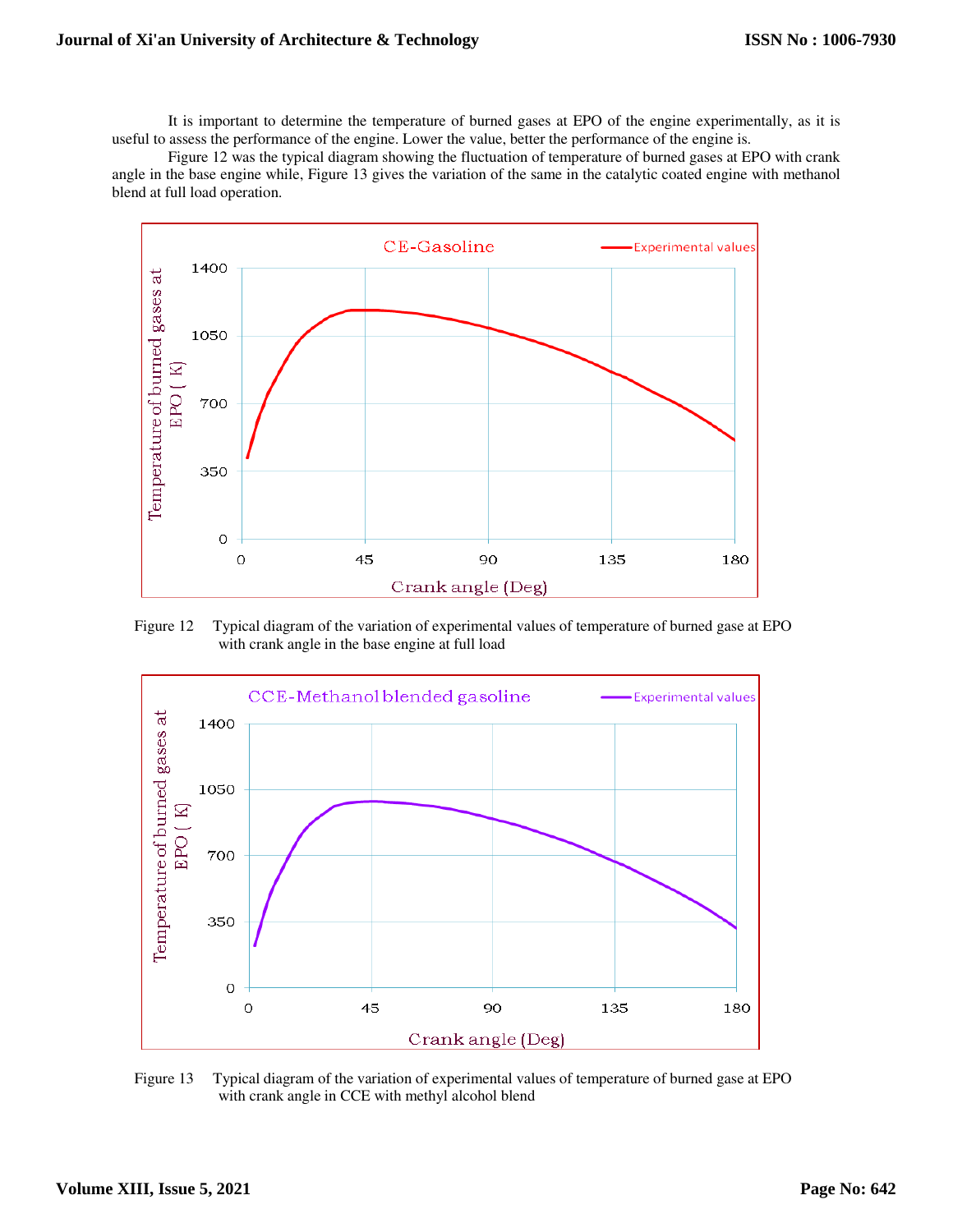It is important to determine the temperature of burned gases at EPO of the engine experimentally, as it is useful to assess the performance of the engine. Lower the value, better the performance of the engine is.

Figure 12 was the typical diagram showing the fluctuation of temperature of burned gases at EPO with crank angle in the base engine while, Figure 13 gives the variation of the same in the catalytic coated engine with methanol blend at full load operation.

Figure 12 Typical diagram of the variation of experimental values of temperature of burned gase at EPO with crank angle in the base engine at full load

Figure 13 Typical diagram of the variation of experimental values of temperature of burned gase at EPO with crank angle in CCE with methyl alcohol blend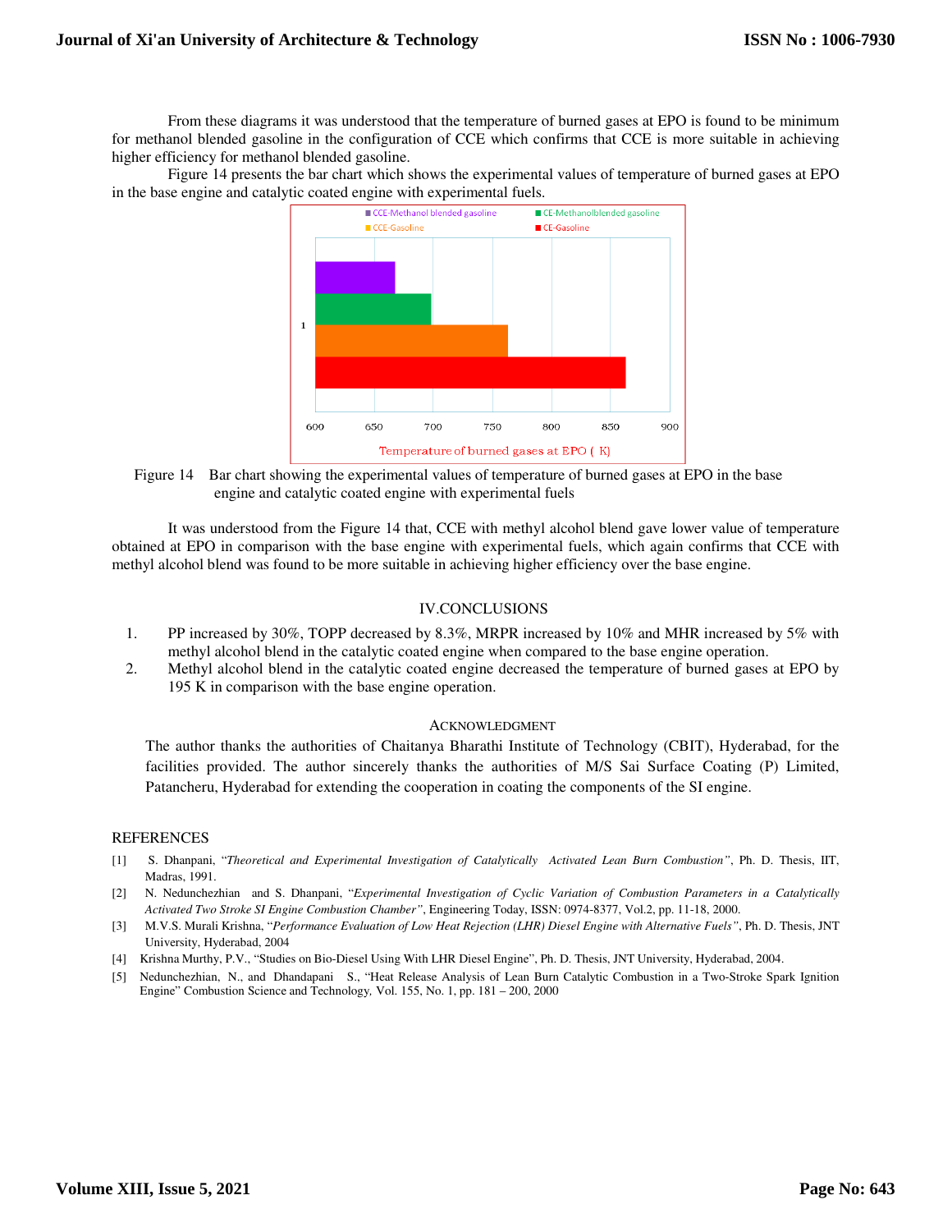From these diagrams it was understood that the temperature of burned gases at EPO is found to be minimum for methanol blended gasoline in the configuration of CCE which confirms that CCE is more suitable in achieving higher efficiency for methanol blended gasoline.

Figure 14 presents the bar chart which shows the experimental values of temperature of burned gases at EPO in the base engine and catalytic coated engine with experimental fuels.

CCE-Methanol blended gasoline
CE-Methanolblended gasoline
CCE-Gasoline
CE-Gasoline

1

600 650 700 750 800 850 900

Temperature of burned gases at EPO ( K)

Figure 14 Bar chart showing the experimental values of temperature of burned gases at EPO in the base engine and catalytic coated engine with experimental fuels

It was understood from the Figure 14 that, CCE with methyl alcohol blend gave lower value of temperature obtained at EPO in comparison with the base engine with experimental fuels, which again confirms that CCE with methyl alcohol blend was found to be more suitable in achieving higher efficiency over the base engine.

## IV. CONCLUSIONS

1. PP increased by 30%, TOPP decreased by 8.3%, MRPR increased by 10% and MHR increased by 5% with methyl alcohol blend in the catalytic coated engine when compared to the base engine operation.
2. Methyl alcohol blend in the catalytic coated engine decreased the temperature of burned gases at EPO by 195 K in comparison with the base engine operation.

## ACKNOWLEDGMENT

The author thanks the authorities of Chaitanya Bharathi Institute of Technology (CBIT), Hyderabad, for the facilities provided. The author sincerely thanks the authorities of M/S Sai Surface Coating (P) Limited, Patancheru, Hyderabad for extending the cooperation in coating the components of the SI engine.

## REFERENCES

[1] S. Dhanpani, "*Theoretical and Experimental Investigation of Catalytically Activated Lean Burn Combustion*", Ph. D. Thesis, IIT, Madras, 1991.

[2] N. Nedunchezhian and S. Dhanpani, "*Experimental Investigation of Cyclic Variation of Combustion Parameters in a Catalytically Activated Two Stroke SI Engine Combustion Chamber*", Engineering Today, ISSN: 0974-8377, Vol.2, pp. 11-18, 2000.

[3] M.V.S. Murali Krishna, "*Performance Evaluation of Low Heat Rejection (LHR) Diesel Engine with Alternative Fuels*", Ph. D. Thesis, JNT University, Hyderabad, 2004

[4] Krishna Murthy, P.V., "Studies on Bio-Diesel Using With LHR Diesel Engine", Ph. D. Thesis, JNT University, Hyderabad, 2004.

[5] Nedunchezhian, N., and Dhandapani S., "Heat Release Analysis of Lean Burn Catalytic Combustion in a Two-Stroke Spark Ignition Engine" Combustion Science and Technology*,* Vol. 155, No. 1, pp. 181 – 200, 2000